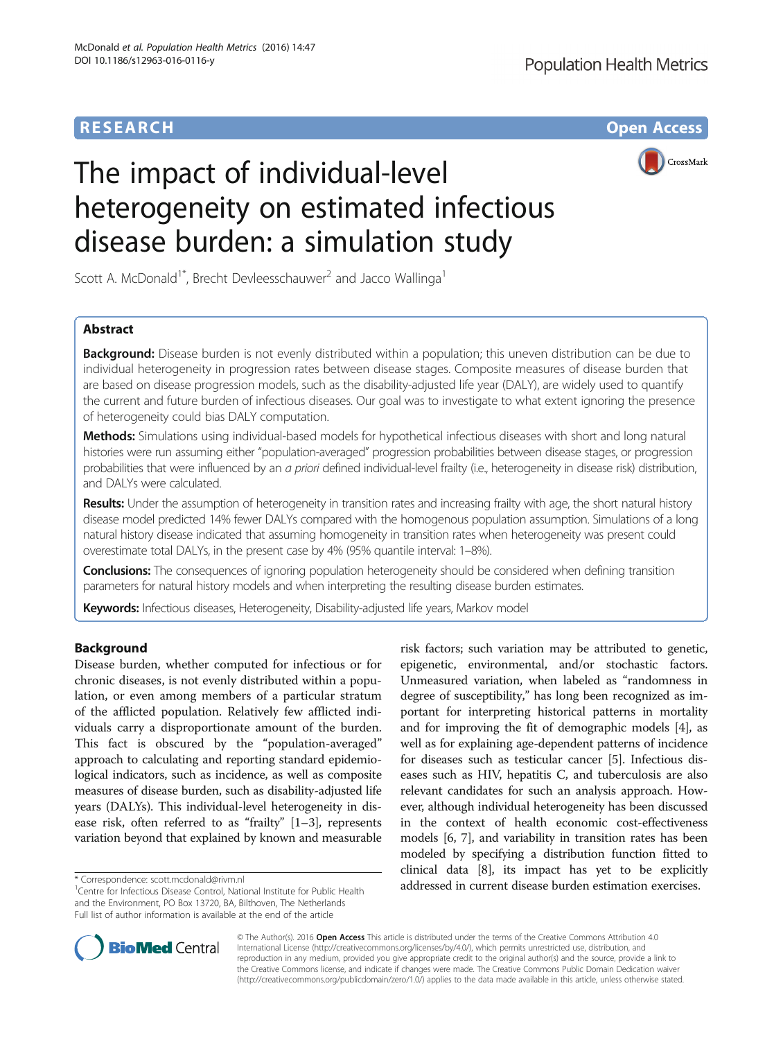RESEARCH

Open Access

# The impact of individual-level heterogeneity on estimated infectious disease burden: a simulation study

Scott A. McDonald[1*], Brecht Devleesschauwer[2] and Jacco Wallinga[1]

## Abstract

**Background:** Disease burden is not evenly distributed within a population; this uneven distribution can be due to individual heterogeneity in progression rates between disease stages. Composite measures of disease burden that are based on disease progression models, such as the disability-adjusted life year (DALY), are widely used to quantify the current and future burden of infectious diseases. Our goal was to investigate to what extent ignoring the presence of heterogeneity could bias DALY computation.

**Methods:** Simulations using individual-based models for hypothetical infectious diseases with short and long natural histories were run assuming either "population-averaged" progression probabilities between disease stages, or progression probabilities that were influenced by an *a priori* defined individual-level frailty (i.e., heterogeneity in disease risk) distribution, and DALYs were calculated.

**Results:** Under the assumption of heterogeneity in transition rates and increasing frailty with age, the short natural history disease model predicted 14% fewer DALYs compared with the homogenous population assumption. Simulations of a long natural history disease indicated that assuming homogeneity in transition rates when heterogeneity was present could overestimate total DALYs, in the present case by 4% (95% quantile interval: 1–8%).

**Conclusions:** The consequences of ignoring population heterogeneity should be considered when defining transition parameters for natural history models and when interpreting the resulting disease burden estimates.

**Keywords:** Infectious diseases, Heterogeneity, Disability-adjusted life years, Markov model

## Background

Disease burden, whether computed for infectious or for chronic diseases, is not evenly distributed within a population, or even among members of a particular stratum of the afflicted population. Relatively few afflicted individuals carry a disproportionate amount of the burden. This fact is obscured by the "population-averaged" approach to calculating and reporting standard epidemiological indicators, such as incidence, as well as composite measures of disease burden, such as disability-adjusted life years (DALYs). This individual-level heterogeneity in disease risk, often referred to as "frailty" [1–3], represents variation beyond that explained by known and measurable risk factors; such variation may be attributed to genetic, epigenetic, environmental, and/or stochastic factors. Unmeasured variation, when labeled as "randomness in degree of susceptibility," has long been recognized as important for interpreting historical patterns in mortality and for improving the fit of demographic models [4], as well as for explaining age-dependent patterns of incidence for diseases such as testicular cancer [5]. Infectious diseases such as HIV, hepatitis C, and tuberculosis are also relevant candidates for such an analysis approach. However, although individual heterogeneity has been discussed in the context of health economic cost-effectiveness models [6, 7], and variability in transition rates has been modeled by specifying a distribution function fitted to clinical data [8], its impact has yet to be explicitly addressed in current disease burden estimation exercises.

\* Correspondence: scott.mcdonald@rivm.nl
[1]Centre for Infectious Disease Control, National Institute for Public Health and the Environment, PO Box 13720, BA, Bilthoven, The Netherlands
Full list of author information is available at the end of the article

© The Author(s). 2016 **Open Access** This article is distributed under the terms of the Creative Commons Attribution 4.0 International License (http://creativecommons.org/licenses/by/4.0/), which permits unrestricted use, distribution, and reproduction in any medium, provided you give appropriate credit to the original author(s) and the source, provide a link to the Creative Commons license, and indicate if changes were made. The Creative Commons Public Domain Dedication waiver (http://creativecommons.org/publicdomain/zero/1.0/) applies to the data made available in this article, unless otherwise stated.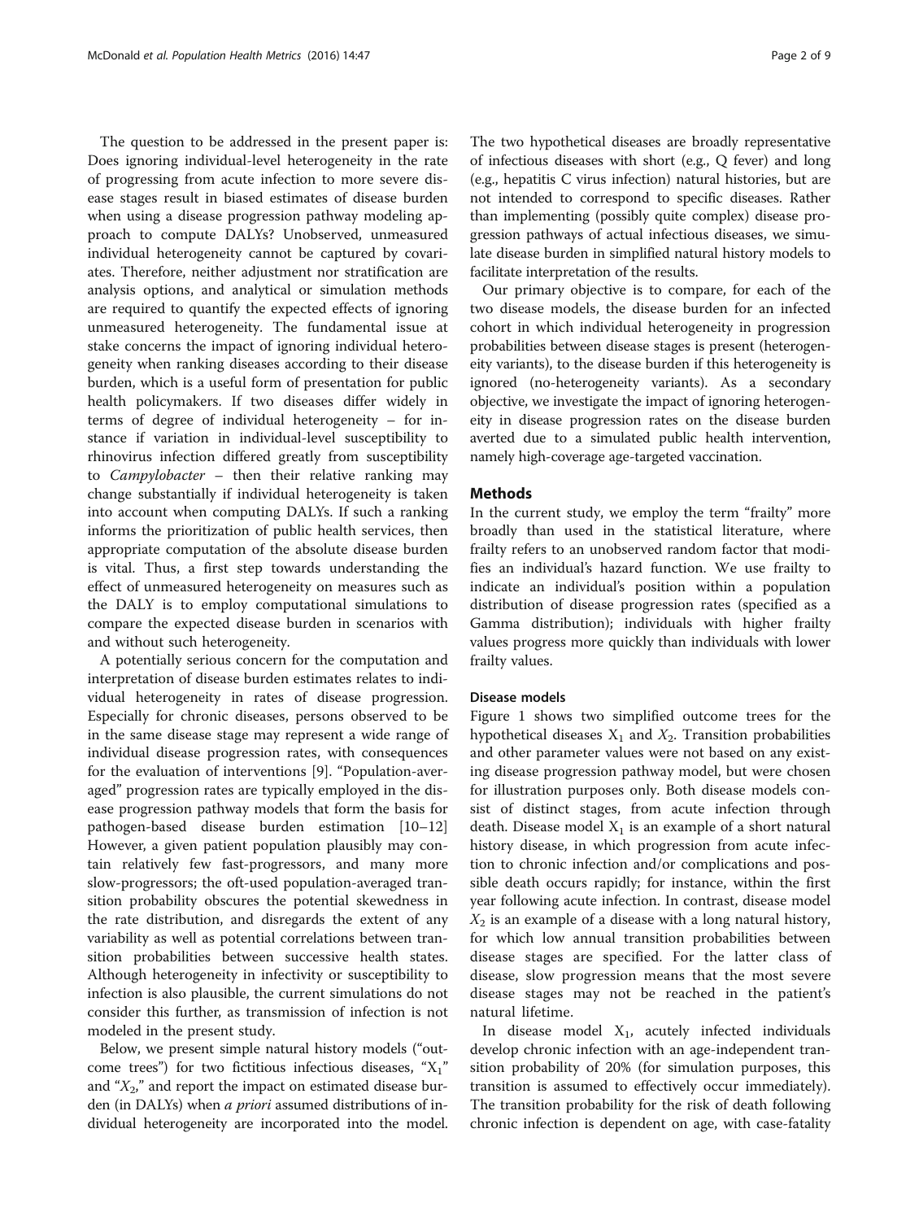The question to be addressed in the present paper is: Does ignoring individual-level heterogeneity in the rate of progressing from acute infection to more severe disease stages result in biased estimates of disease burden when using a disease progression pathway modeling approach to compute DALYs? Unobserved, unmeasured individual heterogeneity cannot be captured by covariates. Therefore, neither adjustment nor stratification are analysis options, and analytical or simulation methods are required to quantify the expected effects of ignoring unmeasured heterogeneity. The fundamental issue at stake concerns the impact of ignoring individual heterogeneity when ranking diseases according to their disease burden, which is a useful form of presentation for public health policymakers. If two diseases differ widely in terms of degree of individual heterogeneity – for instance if variation in individual-level susceptibility to rhinovirus infection differed greatly from susceptibility to *Campylobacter* – then their relative ranking may change substantially if individual heterogeneity is taken into account when computing DALYs. If such a ranking informs the prioritization of public health services, then appropriate computation of the absolute disease burden is vital. Thus, a first step towards understanding the effect of unmeasured heterogeneity on measures such as the DALY is to employ computational simulations to compare the expected disease burden in scenarios with and without such heterogeneity.

A potentially serious concern for the computation and interpretation of disease burden estimates relates to individual heterogeneity in rates of disease progression. Especially for chronic diseases, persons observed to be in the same disease stage may represent a wide range of individual disease progression rates, with consequences for the evaluation of interventions [9]. "Population-averaged" progression rates are typically employed in the disease progression pathway models that form the basis for pathogen-based disease burden estimation [10–12] However, a given patient population plausibly may contain relatively few fast-progressors, and many more slow-progressors; the oft-used population-averaged transition probability obscures the potential skewedness in the rate distribution, and disregards the extent of any variability as well as potential correlations between transition probabilities between successive health states. Although heterogeneity in infectivity or susceptibility to infection is also plausible, the current simulations do not consider this further, as transmission of infection is not modeled in the present study.

Below, we present simple natural history models ("outcome trees") for two fictitious infectious diseases, "$X_1$" and "$X_2$," and report the impact on estimated disease burden (in DALYs) when *a priori* assumed distributions of individual heterogeneity are incorporated into the model. The two hypothetical diseases are broadly representative of infectious diseases with short (e.g., Q fever) and long (e.g., hepatitis C virus infection) natural histories, but are not intended to correspond to specific diseases. Rather than implementing (possibly quite complex) disease progression pathways of actual infectious diseases, we simulate disease burden in simplified natural history models to facilitate interpretation of the results.

Our primary objective is to compare, for each of the two disease models, the disease burden for an infected cohort in which individual heterogeneity in progression probabilities between disease stages is present (heterogeneity variants), to the disease burden if this heterogeneity is ignored (no-heterogeneity variants). As a secondary objective, we investigate the impact of ignoring heterogeneity in disease progression rates on the disease burden averted due to a simulated public health intervention, namely high-coverage age-targeted vaccination.

## Methods

In the current study, we employ the term "frailty" more broadly than used in the statistical literature, where frailty refers to an unobserved random factor that modifies an individual's hazard function. We use frailty to indicate an individual's position within a population distribution of disease progression rates (specified as a Gamma distribution); individuals with higher frailty values progress more quickly than individuals with lower frailty values.

### Disease models

Figure 1 shows two simplified outcome trees for the hypothetical diseases $X_1$ and $X_2$. Transition probabilities and other parameter values were not based on any existing disease progression pathway model, but were chosen for illustration purposes only. Both disease models consist of distinct stages, from acute infection through death. Disease model $X_1$ is an example of a short natural history disease, in which progression from acute infection to chronic infection and/or complications and possible death occurs rapidly; for instance, within the first year following acute infection. In contrast, disease model $X_2$ is an example of a disease with a long natural history, for which low annual transition probabilities between disease stages are specified. For the latter class of disease, slow progression means that the most severe disease stages may not be reached in the patient's natural lifetime.

In disease model $X_1$, acutely infected individuals develop chronic infection with an age-independent transition probability of 20% (for simulation purposes, this transition is assumed to effectively occur immediately). The transition probability for the risk of death following chronic infection is dependent on age, with case-fatality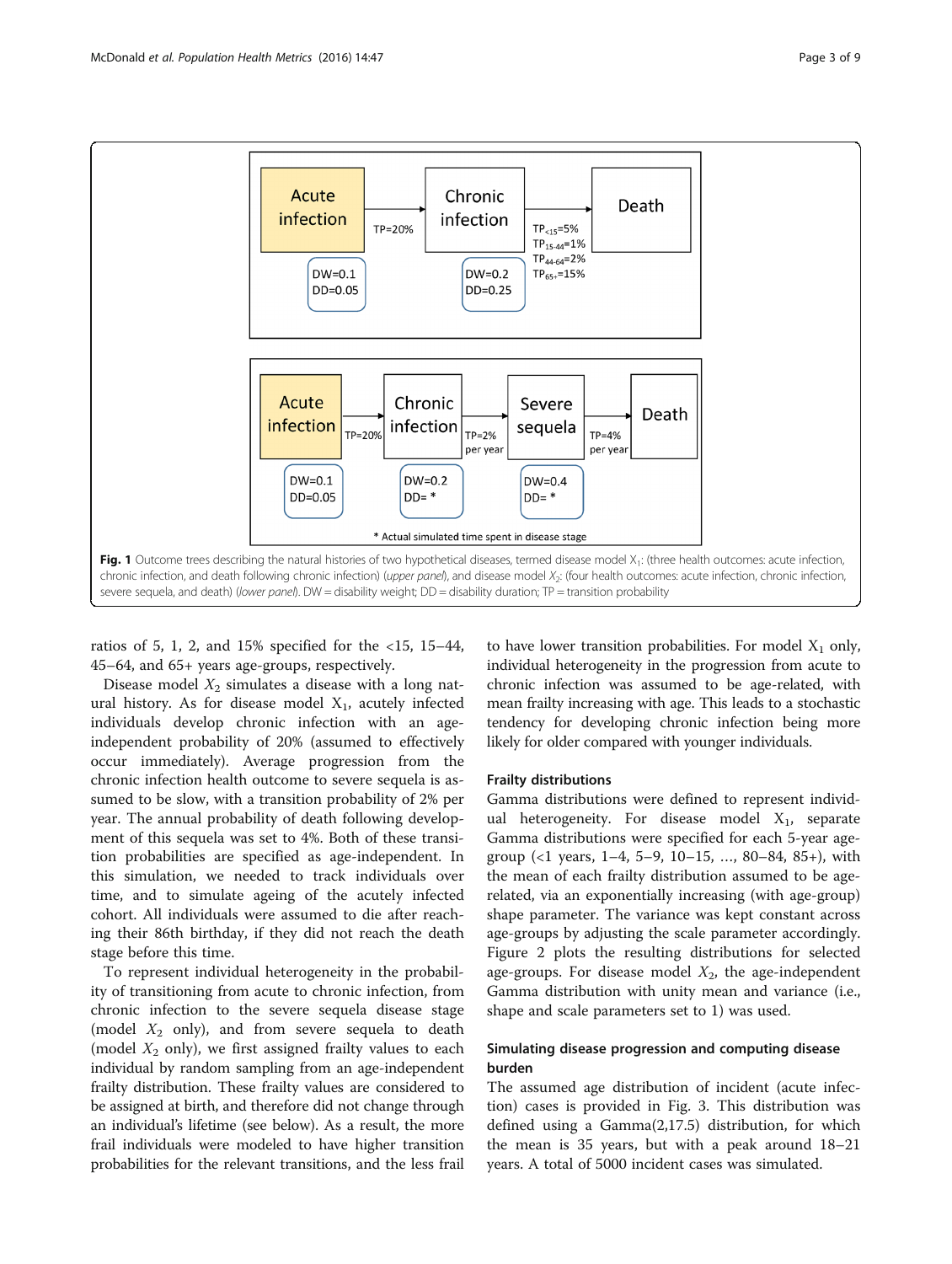Fig. 1 Outcome trees describing the natural histories of two hypothetical diseases, termed disease model $X_1$: (three health outcomes: acute infection, chronic infection, and death following chronic infection) (*upper panel*), and disease model $X_2$: (four health outcomes: acute infection, chronic infection, severe sequela, and death) (*lower panel*). DW = disability weight; DD = disability duration; TP = transition probability

ratios of 5, 1, 2, and 15% specified for the <15, 15–44, 45–64, and 65+ years age-groups, respectively.

Disease model $X_2$ simulates a disease with a long natural history. As for disease model $X_1$, acutely infected individuals develop chronic infection with an age-independent probability of 20% (assumed to effectively occur immediately). Average progression from the chronic infection health outcome to severe sequela is assumed to be slow, with a transition probability of 2% per year. The annual probability of death following development of this sequela was set to 4%. Both of these transition probabilities are specified as age-independent. In this simulation, we needed to track individuals over time, and to simulate ageing of the acutely infected cohort. All individuals were assumed to die after reaching their 86th birthday, if they did not reach the death stage before this time.

To represent individual heterogeneity in the probability of transitioning from acute to chronic infection, from chronic infection to the severe sequela disease stage (model $X_2$ only), and from severe sequela to death (model $X_2$ only), we first assigned frailty values to each individual by random sampling from an age-independent frailty distribution. These frailty values are considered to be assigned at birth, and therefore did not change through an individual's lifetime (see below). As a result, the more frail individuals were modeled to have higher transition probabilities for the relevant transitions, and the less frail to have lower transition probabilities. For model $X_1$ only, individual heterogeneity in the progression from acute to chronic infection was assumed to be age-related, with mean frailty increasing with age. This leads to a stochastic tendency for developing chronic infection being more likely for older compared with younger individuals.

### Frailty distributions

Gamma distributions were defined to represent individual heterogeneity. For disease model $X_1$, separate Gamma distributions were specified for each 5-year age-group (<1 years, 1–4, 5–9, 10–15, …, 80–84, 85+), with the mean of each frailty distribution assumed to be age-related, via an exponentially increasing (with age-group) shape parameter. The variance was kept constant across age-groups by adjusting the scale parameter accordingly. Figure 2 plots the resulting distributions for selected age-groups. For disease model $X_2$, the age-independent Gamma distribution with unity mean and variance (i.e., shape and scale parameters set to 1) was used.

### Simulating disease progression and computing disease burden

The assumed age distribution of incident (acute infection) cases is provided in Fig. 3. This distribution was defined using a Gamma(2,17.5) distribution, for which the mean is 35 years, but with a peak around 18–21 years. A total of 5000 incident cases was simulated.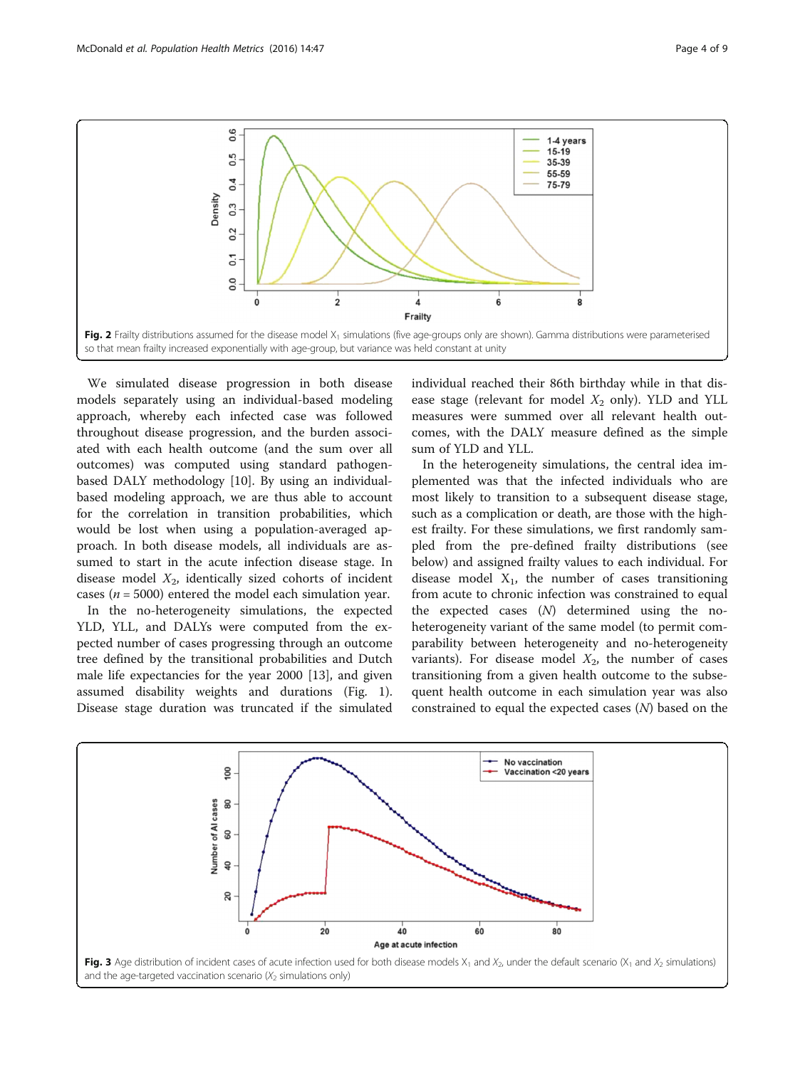Fig. 2 Frailty distributions assumed for the disease model $X_1$ simulations (five age-groups only are shown). Gamma distributions were parameterised so that mean frailty increased exponentially with age-group, but variance was held constant at unity

We simulated disease progression in both disease models separately using an individual-based modeling approach, whereby each infected case was followed throughout disease progression, and the burden associated with each health outcome (and the sum over all outcomes) was computed using standard pathogen-based DALY methodology [10]. By using an individual-based modeling approach, we are thus able to account for the correlation in transition probabilities, which would be lost when using a population-averaged approach. In both disease models, all individuals are assumed to start in the acute infection disease stage. In disease model $X_2$, identically sized cohorts of incident cases ($n = 5000$) entered the model each simulation year.

In the no-heterogeneity simulations, the expected YLD, YLL, and DALYs were computed from the expected number of cases progressing through an outcome tree defined by the transitional probabilities and Dutch male life expectancies for the year 2000 [13], and given assumed disability weights and durations (Fig. 1). Disease stage duration was truncated if the simulated individual reached their 86th birthday while in that disease stage (relevant for model $X_2$ only). YLD and YLL measures were summed over all relevant health outcomes, with the DALY measure defined as the simple sum of YLD and YLL.

In the heterogeneity simulations, the central idea implemented was that the infected individuals who are most likely to transition to a subsequent disease stage, such as a complication or death, are those with the highest frailty. For these simulations, we first randomly sampled from the pre-defined frailty distributions (see below) and assigned frailty values to each individual. For disease model $X_1$, the number of cases transitioning from acute to chronic infection was constrained to equal the expected cases ($N$) determined using the no-heterogeneity variant of the same model (to permit comparability between heterogeneity and no-heterogeneity variants). For disease model $X_2$, the number of cases transitioning from a given health outcome to the subsequent health outcome in each simulation year was also constrained to equal the expected cases ($N$) based on the

Fig. 3 Age distribution of incident cases of acute infection used for both disease models $X_1$ and $X_2$, under the default scenario ($X_1$ and $X_2$ simulations) and the age-targeted vaccination scenario ($X_2$ simulations only)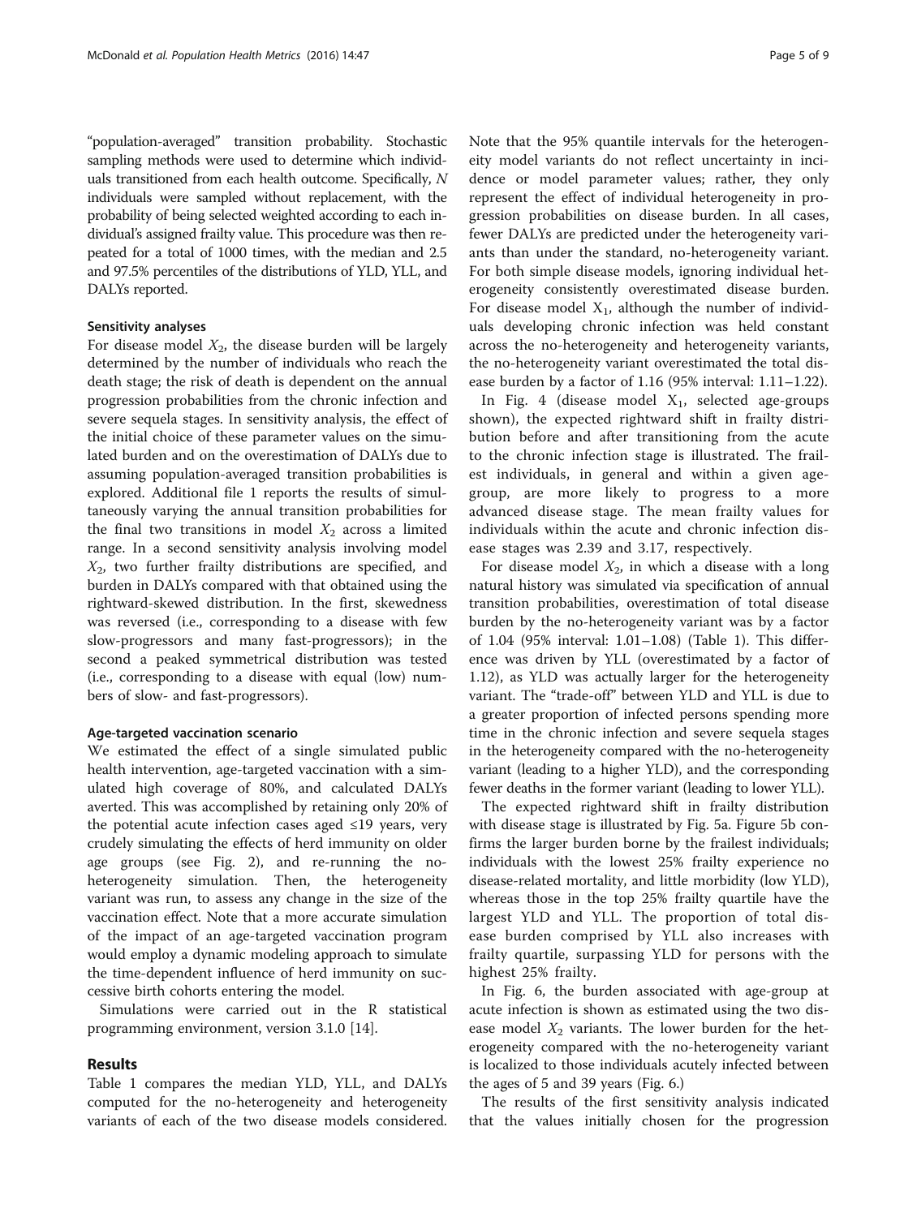"population-averaged" transition probability. Stochastic sampling methods were used to determine which individuals transitioned from each health outcome. Specifically, $N$ individuals were sampled without replacement, with the probability of being selected weighted according to each individual's assigned frailty value. This procedure was then repeated for a total of 1000 times, with the median and 2.5 and 97.5% percentiles of the distributions of YLD, YLL, and DALYs reported.

### Sensitivity analyses

For disease model $X_2$, the disease burden will be largely determined by the number of individuals who reach the death stage; the risk of death is dependent on the annual progression probabilities from the chronic infection and severe sequela stages. In sensitivity analysis, the effect of the initial choice of these parameter values on the simulated burden and on the overestimation of DALYs due to assuming population-averaged transition probabilities is explored. Additional file 1 reports the results of simultaneously varying the annual transition probabilities for the final two transitions in model $X_2$ across a limited range. In a second sensitivity analysis involving model $X_2$, two further frailty distributions are specified, and burden in DALYs compared with that obtained using the rightward-skewed distribution. In the first, skewedness was reversed (i.e., corresponding to a disease with few slow-progressors and many fast-progressors); in the second a peaked symmetrical distribution was tested (i.e., corresponding to a disease with equal (low) numbers of slow- and fast-progressors).

### Age-targeted vaccination scenario

We estimated the effect of a single simulated public health intervention, age-targeted vaccination with a simulated high coverage of 80%, and calculated DALYs averted. This was accomplished by retaining only 20% of the potential acute infection cases aged ≤19 years, very crudely simulating the effects of herd immunity on older age groups (see Fig. 2), and re-running the no-heterogeneity simulation. Then, the heterogeneity variant was run, to assess any change in the size of the vaccination effect. Note that a more accurate simulation of the impact of an age-targeted vaccination program would employ a dynamic modeling approach to simulate the time-dependent influence of herd immunity on successive birth cohorts entering the model.

Simulations were carried out in the R statistical programming environment, version 3.1.0 [14].

## Results

Table 1 compares the median YLD, YLL, and DALYs computed for the no-heterogeneity and heterogeneity variants of each of the two disease models considered. Note that the 95% quantile intervals for the heterogeneity model variants do not reflect uncertainty in incidence or model parameter values; rather, they only represent the effect of individual heterogeneity in progression probabilities on disease burden. In all cases, fewer DALYs are predicted under the heterogeneity variants than under the standard, no-heterogeneity variant. For both simple disease models, ignoring individual heterogeneity consistently overestimated disease burden. For disease model $X_1$, although the number of individuals developing chronic infection was held constant across the no-heterogeneity and heterogeneity variants, the no-heterogeneity variant overestimated the total disease burden by a factor of 1.16 (95% interval: 1.11–1.22).

In Fig. 4 (disease model $X_1$, selected age-groups shown), the expected rightward shift in frailty distribution before and after transitioning from the acute to the chronic infection stage is illustrated. The frailest individuals, in general and within a given age-group, are more likely to progress to a more advanced disease stage. The mean frailty values for individuals within the acute and chronic infection disease stages was 2.39 and 3.17, respectively.

For disease model $X_2$, in which a disease with a long natural history was simulated via specification of annual transition probabilities, overestimation of total disease burden by the no-heterogeneity variant was by a factor of 1.04 (95% interval: 1.01–1.08) (Table 1). This difference was driven by YLL (overestimated by a factor of 1.12), as YLD was actually larger for the heterogeneity variant. The "trade-off" between YLD and YLL is due to a greater proportion of infected persons spending more time in the chronic infection and severe sequela stages in the heterogeneity compared with the no-heterogeneity variant (leading to a higher YLD), and the corresponding fewer deaths in the former variant (leading to lower YLL).

The expected rightward shift in frailty distribution with disease stage is illustrated by Fig. 5a. Figure 5b confirms the larger burden borne by the frailest individuals; individuals with the lowest 25% frailty experience no disease-related mortality, and little morbidity (low YLD), whereas those in the top 25% frailty quartile have the largest YLD and YLL. The proportion of total disease burden comprised by YLL also increases with frailty quartile, surpassing YLD for persons with the highest 25% frailty.

In Fig. 6, the burden associated with age-group at acute infection is shown as estimated using the two disease model $X_2$ variants. The lower burden for the heterogeneity compared with the no-heterogeneity variant is localized to those individuals acutely infected between the ages of 5 and 39 years (Fig. 6.)

The results of the first sensitivity analysis indicated that the values initially chosen for the progression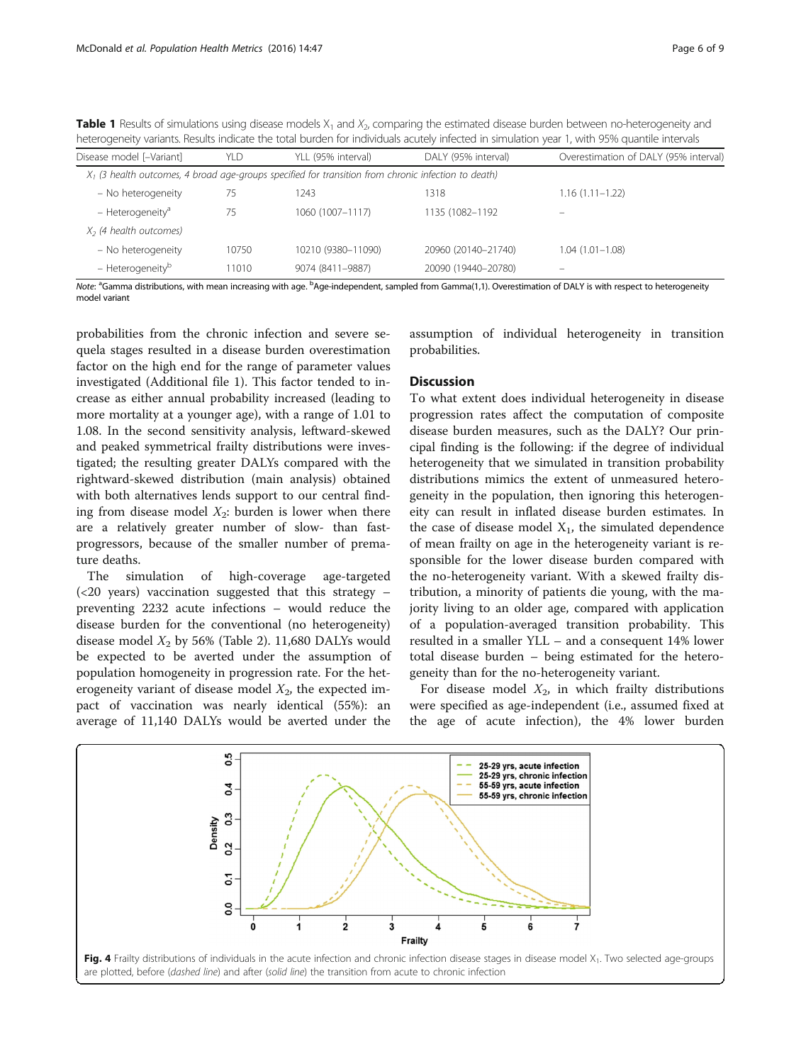**Table 1** Results of simulations using disease models $X_1$ and $X_2$, comparing the estimated disease burden between no-heterogeneity and heterogeneity variants. Results indicate the total burden for individuals acutely infected in simulation year 1, with 95% quantile intervals

| Disease model [–Variant] | YLD | YLL (95% interval) | DALY (95% interval) | Overestimation of DALY (95% interval) |
|---|---|---|---|---|
| *$X_1$ (3 health outcomes, 4 broad age-groups specified for transition from chronic infection to death)* | | | | |
| – No heterogeneity | 75 | 1243 | 1318 | 1.16 (1.11–1.22) |
| – Heterogeneity[a] | 75 | 1060 (1007–1117) | 1135 (1082–1192 | – |
| *$X_2$ (4 health outcomes)* | | | | |
| – No heterogeneity | 10750 | 10210 (9380–11090) | 20960 (20140–21740) | 1.04 (1.01–1.08) |
| – Heterogeneity[b] | 11010 | 9074 (8411–9887) | 20090 (19440–20780) | – |

*Note*: [a]Gamma distributions, with mean increasing with age. [b]Age-independent, sampled from Gamma(1,1). Overestimation of DALY is with respect to heterogeneity model variant

probabilities from the chronic infection and severe sequela stages resulted in a disease burden overestimation factor on the high end for the range of parameter values investigated (Additional file 1). This factor tended to increase as either annual probability increased (leading to more mortality at a younger age), with a range of 1.01 to 1.08. In the second sensitivity analysis, leftward-skewed and peaked symmetrical frailty distributions were investigated; the resulting greater DALYs compared with the rightward-skewed distribution (main analysis) obtained with both alternatives lends support to our central finding from disease model $X_2$: burden is lower when there are a relatively greater number of slow- than fast-progressors, because of the smaller number of premature deaths.

The simulation of high-coverage age-targeted (<20 years) vaccination suggested that this strategy – preventing 2232 acute infections – would reduce the disease burden for the conventional (no heterogeneity) disease model $X_2$ by 56% (Table 2). 11,680 DALYs would be expected to be averted under the assumption of population homogeneity in progression rate. For the heterogeneity variant of disease model $X_2$, the expected impact of vaccination was nearly identical (55%): an average of 11,140 DALYs would be averted under the assumption of individual heterogeneity in transition probabilities.

## Discussion

To what extent does individual heterogeneity in disease progression rates affect the computation of composite disease burden measures, such as the DALY? Our principal finding is the following: if the degree of individual heterogeneity that we simulated in transition probability distributions mimics the extent of unmeasured heterogeneity in the population, then ignoring this heterogeneity can result in inflated disease burden estimates. In the case of disease model $X_1$, the simulated dependence of mean frailty on age in the heterogeneity variant is responsible for the lower disease burden compared with the no-heterogeneity variant. With a skewed frailty distribution, a minority of patients die young, with the majority living to an older age, compared with application of a population-averaged transition probability. This resulted in a smaller YLL – and a consequent 14% lower total disease burden – being estimated for the heterogeneity than for the no-heterogeneity variant.

For disease model $X_2$, in which frailty distributions were specified as age-independent (i.e., assumed fixed at the age of acute infection), the 4% lower burden

**Fig. 4** Frailty distributions of individuals in the acute infection and chronic infection disease stages in disease model $X_1$. Two selected age-groups are plotted, before (*dashed line*) and after (*solid line*) the transition from acute to chronic infection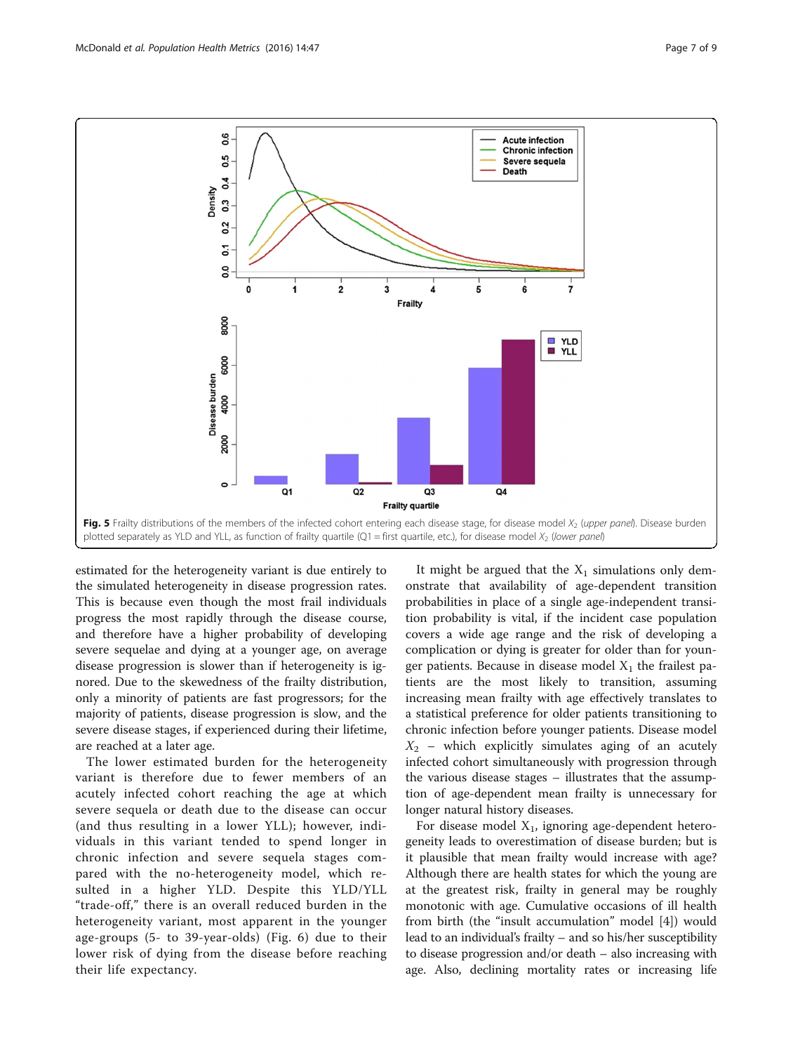Acute infection
Chronic infection
Severe sequela
Death

Density
0.0
0.1
0.2
0.3
0.4
0.5
0.6

0 1 2 3 4 5 6 7
Frailty

YLD
YLL

Disease burden
0
2000
4000
6000
8000

Q1 Q2 Q3 Q4
Frailty quartile

**Fig. 5** Frailty distributions of the members of the infected cohort entering each disease stage, for disease model $X_2$ (*upper panel*). Disease burden plotted separately as YLD and YLL, as function of frailty quartile (Q1 = first quartile, etc.), for disease model $X_2$ (*lower panel*)

estimated for the heterogeneity variant is due entirely to the simulated heterogeneity in disease progression rates. This is because even though the most frail individuals progress the most rapidly through the disease course, and therefore have a higher probability of developing severe sequelae and dying at a younger age, on average disease progression is slower than if heterogeneity is ignored. Due to the skewedness of the frailty distribution, only a minority of patients are fast progressors; for the majority of patients, disease progression is slow, and the severe disease stages, if experienced during their lifetime, are reached at a later age.

The lower estimated burden for the heterogeneity variant is therefore due to fewer members of an acutely infected cohort reaching the age at which severe sequelae or death due to the disease can occur (and thus resulting in a lower YLL); however, individuals in this variant tended to spend longer in chronic infection and severe sequela stages compared with the no-heterogeneity model, which resulted in a higher YLD. Despite this YLD/YLL "trade-off," there is an overall reduced burden in the heterogeneity variant, most apparent in the younger age-groups (5- to 39-year-olds) (Fig. 6) due to their lower risk of dying from the disease before reaching their life expectancy.

It might be argued that the $X_1$ simulations only demonstrate that availability of age-dependent transition probabilities in place of a single age-independent transition probability is vital, if the incident case population covers a wide age range and the risk of developing a complication or dying is greater for older than for younger patients. Because in disease model $X_1$ the frailest patients are the most likely to transition, assuming increasing mean frailty with age effectively translates to a statistical preference for older patients transitioning to chronic infection before younger patients. Disease model $X_2$ – which explicitly simulates aging of an acutely infected cohort simultaneously with progression through the various disease stages – illustrates that the assumption of age-dependent mean frailty is unnecessary for longer natural history diseases.

For disease model $X_1$, ignoring age-dependent heterogeneity leads to overestimation of disease burden; but is it plausible that mean frailty would increase with age? Although there are health states for which the young are at the greatest risk, frailty in general may be roughly monotonic with age. Cumulative occasions of ill health from birth (the "insult accumulation" model [4]) would lead to an individual's frailty – and so his/her susceptibility to disease progression and/or death – also increasing with age. Also, declining mortality rates or increasing life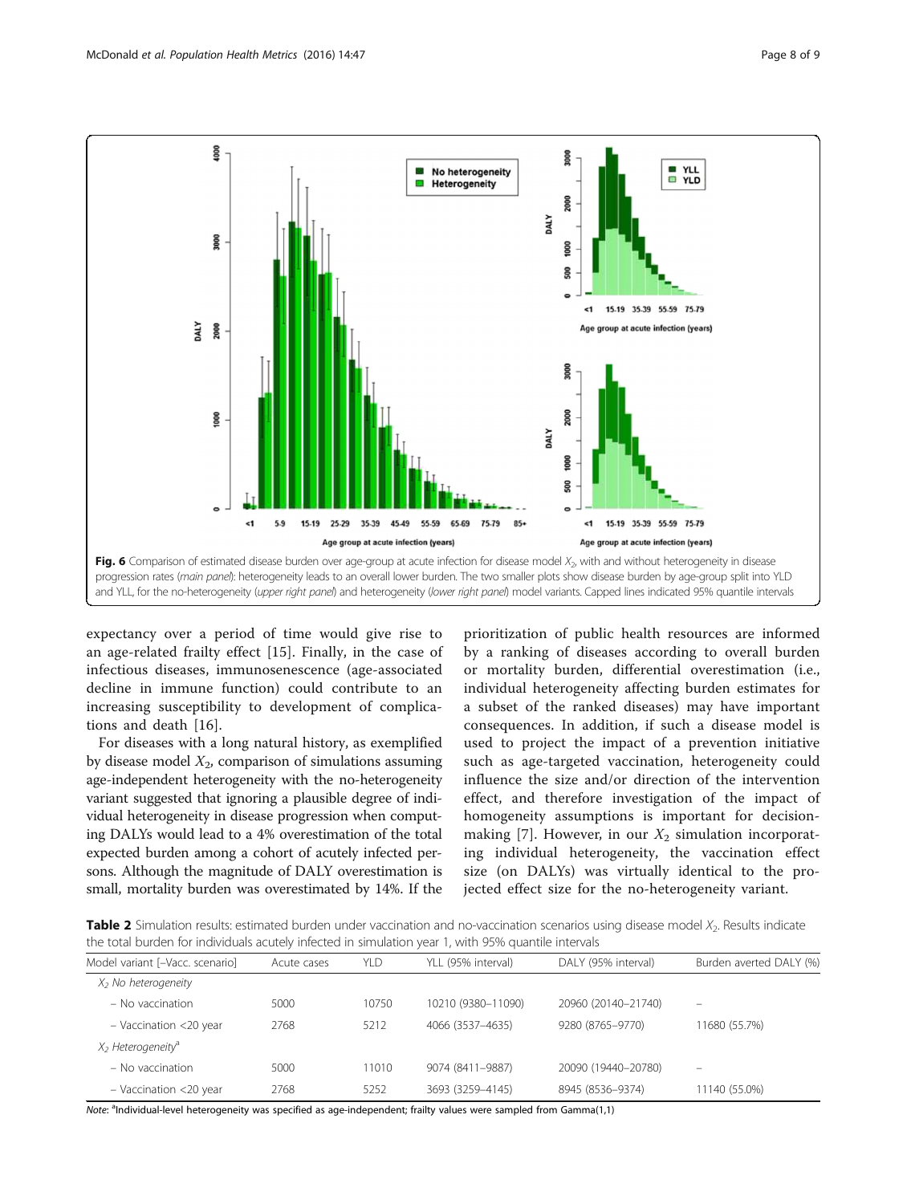Fig. 6 Comparison of estimated disease burden over age-group at acute infection for disease model $X_2$, with and without heterogeneity in disease progression rates (*main panel*): heterogeneity leads to an overall lower burden. The two smaller plots show disease burden by age-group split into YLD and YLL, for the no-heterogeneity (*upper right panel*) and heterogeneity (*lower right panel*) model variants. Capped lines indicated 95% quantile intervals

expectancy over a period of time would give rise to an age-related frailty effect [15]. Finally, in the case of infectious diseases, immunosenescence (age-associated decline in immune function) could contribute to an increasing susceptibility to development of complications and death [16].

For diseases with a long natural history, as exemplified by disease model $X_2$, comparison of simulations assuming age-independent heterogeneity with the no-heterogeneity variant suggested that ignoring a plausible degree of individual heterogeneity in disease progression when computing DALYs would lead to a 4% overestimation of the total expected burden among a cohort of acutely infected persons. Although the magnitude of DALY overestimation is small, mortality burden was overestimated by 14%. If the prioritization of public health resources are informed by a ranking of diseases according to overall burden or mortality burden, differential overestimation (i.e., individual heterogeneity affecting burden estimates for a subset of the ranked diseases) may have important consequences. In addition, if such a disease model is used to project the impact of a prevention initiative such as age-targeted vaccination, heterogeneity could influence the size and/or direction of the intervention effect, and therefore investigation of the impact of homogeneity assumptions is important for decision-making [7]. However, in our $X_2$ simulation incorporating individual heterogeneity, the vaccination effect size (on DALYs) was virtually identical to the projected effect size for the no-heterogeneity variant.

**Table 2** Simulation results: estimated burden under vaccination and no-vaccination scenarios using disease model $X_2$. Results indicate the total burden for individuals acutely infected in simulation year 1, with 95% quantile intervals

| Model variant [–Vacc. scenario] | Acute cases | YLD | YLL (95% interval) | DALY (95% interval) | Burden averted DALY (%) |
|---|---|---|---|---|---|
| *$X_2$ No heterogeneity* | | | | | |
| – No vaccination | 5000 | 10750 | 10210 (9380–11090) | 20960 (20140–21740) | – |
| – Vaccination <20 year | 2768 | 5212 | 4066 (3537–4635) | 9280 (8765–9770) | 11680 (55.7%) |
| *$X_2$ Heterogeneity*[a] | | | | | |
| – No vaccination | 5000 | 11010 | 9074 (8411–9887) | 20090 (19440–20780) | – |
| – Vaccination <20 year | 2768 | 5252 | 3693 (3259–4145) | 8945 (8536–9374) | 11140 (55.0%) |

*Note*: [a]Individual-level heterogeneity was specified as age-independent; frailty values were sampled from Gamma(1,1)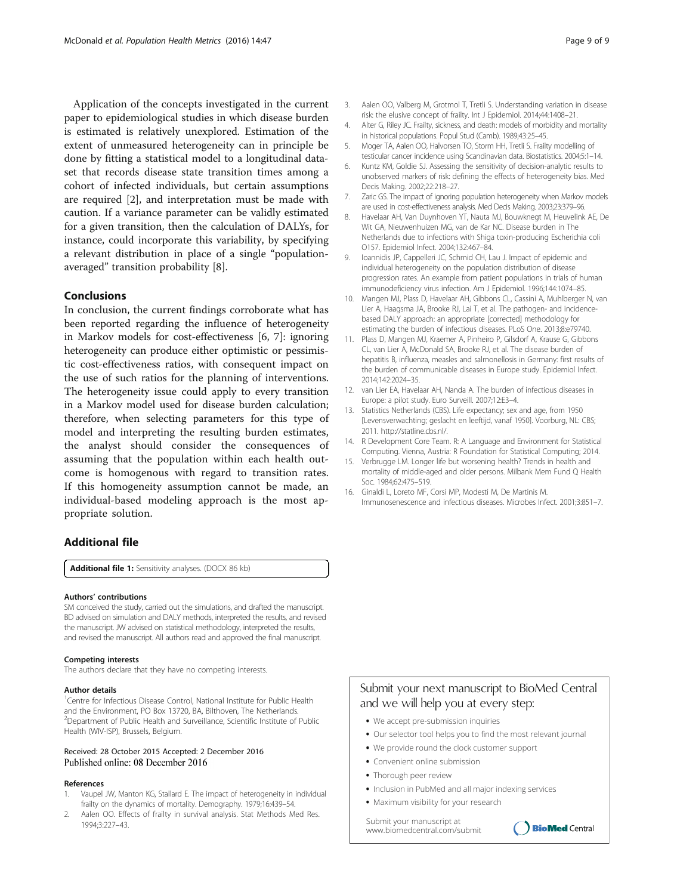Application of the concepts investigated in the current paper to epidemiological studies in which disease burden is estimated is relatively unexplored. Estimation of the extent of unmeasured heterogeneity can in principle be done by fitting a statistical model to a longitudinal dataset that records disease state transition times among a cohort of infected individuals, but certain assumptions are required [2], and interpretation must be made with caution. If a variance parameter can be validly estimated for a given transition, then the calculation of DALYs, for instance, could incorporate this variability, by specifying a relevant distribution in place of a single "population-averaged" transition probability [8].

## Conclusions

In conclusion, the current findings corroborate what has been reported regarding the influence of heterogeneity in Markov models for cost-effectiveness [6, 7]: ignoring heterogeneity can produce either optimistic or pessimistic cost-effectiveness ratios, with consequent impact on the use of such ratios for the planning of interventions. The heterogeneity issue could apply to every transition in a Markov model used for disease burden calculation; therefore, when selecting parameters for this type of model and interpreting the resulting burden estimates, the analyst should consider the consequences of assuming that the population within each health outcome is homogenous with regard to transition rates. If this homogeneity assumption cannot be made, an individual-based modeling approach is the most appropriate solution.

## Additional file

**Additional file 1:** Sensitivity analyses. (DOCX 86 kb)

#### Authors' contributions

SM conceived the study, carried out the simulations, and drafted the manuscript. BD advised on simulation and DALY methods, interpreted the results, and revised the manuscript. JW advised on statistical methodology, interpreted the results, and revised the manuscript. All authors read and approved the final manuscript.

#### Competing interests

The authors declare that they have no competing interests.

#### Author details

[1]Centre for Infectious Disease Control, National Institute for Public Health and the Environment, PO Box 13720, BA, Bilthoven, The Netherlands. [2]Department of Public Health and Surveillance, Scientific Institute of Public Health (WIV-ISP), Brussels, Belgium.

Received: 28 October 2015 Accepted: 2 December 2016
Published online: 08 December 2016

#### References

1. Vaupel JW, Manton KG, Stallard E. The impact of heterogeneity in individual frailty on the dynamics of mortality. Demography. 1979;16:439–54.
2. Aalen OO. Effects of frailty in survival analysis. Stat Methods Med Res. 1994;3:227–43.
3. Aalen OO, Valberg M, Grotmol T, Tretli S. Understanding variation in disease risk: the elusive concept of frailty. Int J Epidemiol. 2014;44:1408–21.
4. Alter G, Riley JC. Frailty, sickness, and death: models of morbidity and mortality in historical populations. Popul Stud (Camb). 1989;43:25–45.
5. Moger TA, Aalen OO, Halvorsen TO, Storm HH, Tretli S. Frailty modelling of testicular cancer incidence using Scandinavian data. Biostatistics. 2004;5:1–14.
6. Kuntz KM, Goldie SJ. Assessing the sensitivity of decision-analytic results to unobserved markers of risk: defining the effects of heterogeneity bias. Med Decis Making. 2002;22:218–27.
7. Zaric GS. The impact of ignoring population heterogeneity when Markov models are used in cost-effectiveness analysis. Med Decis Making. 2003;23:379–96.
8. Havelaar AH, Van Duynhoven YT, Nauta MJ, Bouwknegt M, Heuvelink AE, De Wit GA, Nieuwenhuizen MG, van de Kar NC. Disease burden in The Netherlands due to infections with Shiga toxin-producing Escherichia coli O157. Epidemiol Infect. 2004;132:467–84.
9. Ioannidis JP, Cappelleri JC, Schmid CH, Lau J. Impact of epidemic and individual heterogeneity on the population distribution of disease progression rates. An example from patient populations in trials of human immunodeficiency virus infection. Am J Epidemiol. 1996;144:1074–85.
10. Mangen MJ, Plass D, Havelaar AH, Gibbons CL, Cassini A, Muhlberger N, van Lier A, Haagsma JA, Brooke RJ, Lai T, et al. The pathogen- and incidence-based DALY approach: an appropriate [corrected] methodology for estimating the burden of infectious diseases. PLoS One. 2013;8:e79740.
11. Plass D, Mangen MJ, Kraemer A, Pinheiro P, Gilsdorf A, Krause G, Gibbons CL, van Lier A, McDonald SA, Brooke RJ, et al. The disease burden of hepatitis B, influenza, measles and salmonellosis in Germany: first results of the burden of communicable diseases in Europe study. Epidemiol Infect. 2014;142:2024–35.
12. van Lier EA, Havelaar AH, Nanda A. The burden of infectious diseases in Europe: a pilot study. Euro Surveill. 2007;12:E3–4.
13. Statistics Netherlands (CBS). Life expectancy; sex and age, from 1950 [Levensverwachting; geslacht en leeftijd, vanaf 1950]. Voorburg, NL: CBS; 2011. http://statline.cbs.nl/.
14. R Development Core Team. R: A Language and Environment for Statistical Computing. Vienna, Austria: R Foundation for Statistical Computing; 2014.
15. Verbrugge LM. Longer life but worsening health? Trends in health and mortality of middle-aged and older persons. Milbank Mem Fund Q Health Soc. 1984;62:475–519.
16. Ginaldi L, Loreto MF, Corsi MP, Modesti M, De Martinis M. Immunosenescence and infectious diseases. Microbes Infect. 2001;3:851–7.

Submit your next manuscript to BioMed Central and we will help you at every step:

- We accept pre-submission inquiries
- Our selector tool helps you to find the most relevant journal
- We provide round the clock customer support
- Convenient online submission
- Thorough peer review
- Inclusion in PubMed and all major indexing services
- Maximum visibility for your research

Submit your manuscript at
www.biomedcentral.com/submit

BioMed Central